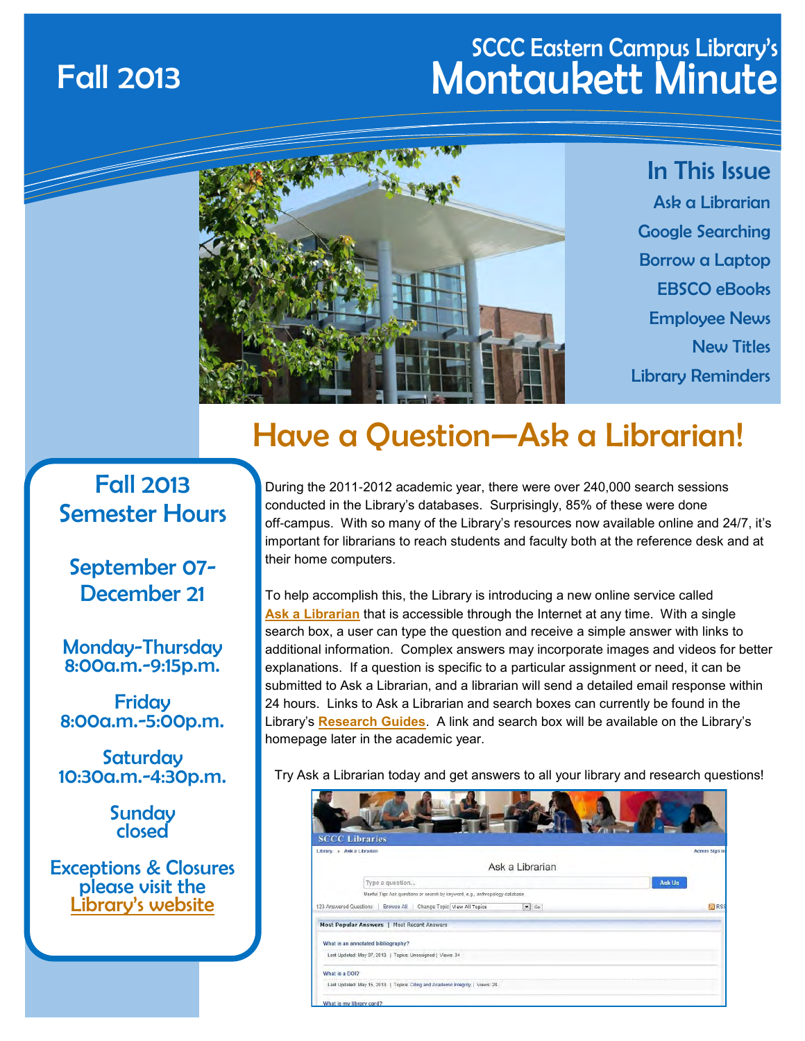# Fall 2013

## SCCC Eastern Campus Library's Montaukett Minute

### In This Issue

- Ask a Librarian
- Google Searching
- Borrow a Laptop
- EBSCO eBooks
- Employee News
- New Titles
- Library Reminders

## Fall 2013 Semester Hours

**September 07-December 21**

**Monday-Thursday**
8:00a.m.-9:15p.m.

**Friday**
8:00a.m.-5:00p.m.

**Saturday**
10:30a.m.-4:30p.m.

**Sunday**
closed

**Exceptions & Closures** please visit the Library's website

# Have a Question—Ask a Librarian!

During the 2011-2012 academic year, there were over 240,000 search sessions conducted in the Library's databases. Surprisingly, 85% of these were done off-campus. With so many of the Library's resources now available online and 24/7, it's important for librarians to reach students and faculty both at the reference desk and at their home computers.

To help accomplish this, the Library is introducing a new online service called **Ask a Librarian** that is accessible through the Internet at any time. With a single search box, a user can type the question and receive a simple answer with links to additional information. Complex answers may incorporate images and videos for better explanations. If a question is specific to a particular assignment or need, it can be submitted to Ask a Librarian, and a librarian will send a detailed email response within 24 hours. Links to Ask a Librarian and search boxes can currently be found in the Library's **Research Guides**. A link and search box will be available on the Library's homepage later in the academic year.

Try Ask a Librarian today and get answers to all your library and research questions!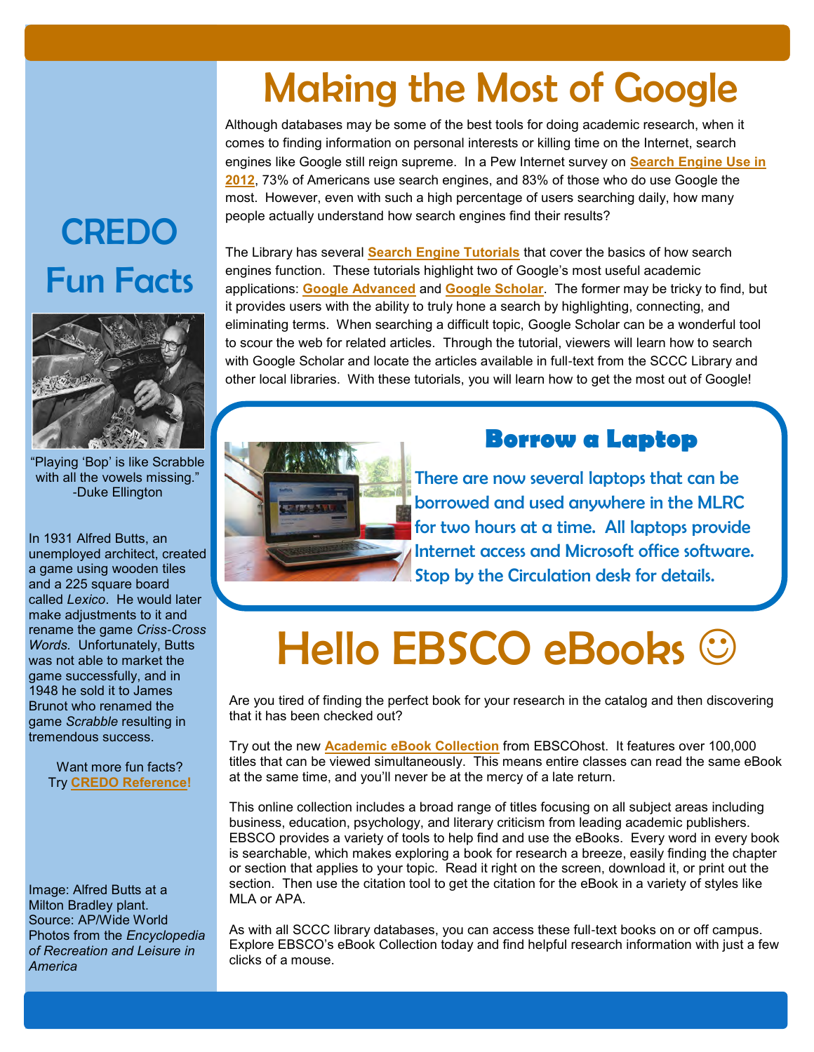# Making the Most of Google

Although databases may be some of the best tools for doing academic research, when it comes to finding information on personal interests or killing time on the Internet, search engines like Google still reign supreme. In a Pew Internet survey on **Search Engine Use in 2012**, 73% of Americans use search engines, and 83% of those who do use Google the most. However, even with such a high percentage of users searching daily, how many people actually understand how search engines find their results?

The Library has several **Search Engine Tutorials** that cover the basics of how search engines function. These tutorials highlight two of Google's most useful academic applications: **Google Advanced** and **Google Scholar**. The former may be tricky to find, but it provides users with the ability to truly hone a search by highlighting, connecting, and eliminating terms. When searching a difficult topic, Google Scholar can be a wonderful tool to scour the web for related articles. Through the tutorial, viewers will learn how to search with Google Scholar and locate the articles available in full-text from the SCCC Library and other local libraries. With these tutorials, you will learn how to get the most out of Google!

## Borrow a Laptop

There are now several laptops that can be borrowed and used anywhere in the MLRC for two hours at a time. All laptops provide Internet access and Microsoft office software. Stop by the Circulation desk for details.

# Hello EBSCO eBooks ☺

Are you tired of finding the perfect book for your research in the catalog and then discovering that it has been checked out?

Try out the new **Academic eBook Collection** from EBSCOhost. It features over 100,000 titles that can be viewed simultaneously. This means entire classes can read the same eBook at the same time, and you'll never be at the mercy of a late return.

This online collection includes a broad range of titles focusing on all subject areas including business, education, psychology, and literary criticism from leading academic publishers. EBSCO provides a variety of tools to help find and use the eBooks. Every word in every book is searchable, which makes exploring a book for research a breeze, easily finding the chapter or section that applies to your topic. Read it right on the screen, download it, or print out the section. Then use the citation tool to get the citation for the eBook in a variety of styles like MLA or APA.

As with all SCCC library databases, you can access these full-text books on or off campus. Explore EBSCO's eBook Collection today and find helpful research information with just a few clicks of a mouse.

# CREDO Fun Facts

"Playing 'Bop' is like Scrabble with all the vowels missing."
-Duke Ellington

In 1931 Alfred Butts, an unemployed architect, created a game using wooden tiles and a 225 square board called *Lexico*. He would later make adjustments to it and rename the game *Criss-Cross Words.* Unfortunately, Butts was not able to market the game successfully, and in 1948 he sold it to James Brunot who renamed the game *Scrabble* resulting in tremendous success.

Want more fun facts? Try **CREDO Reference!**

Image: Alfred Butts at a Milton Bradley plant. Source: AP/Wide World Photos from the *Encyclopedia of Recreation and Leisure in America*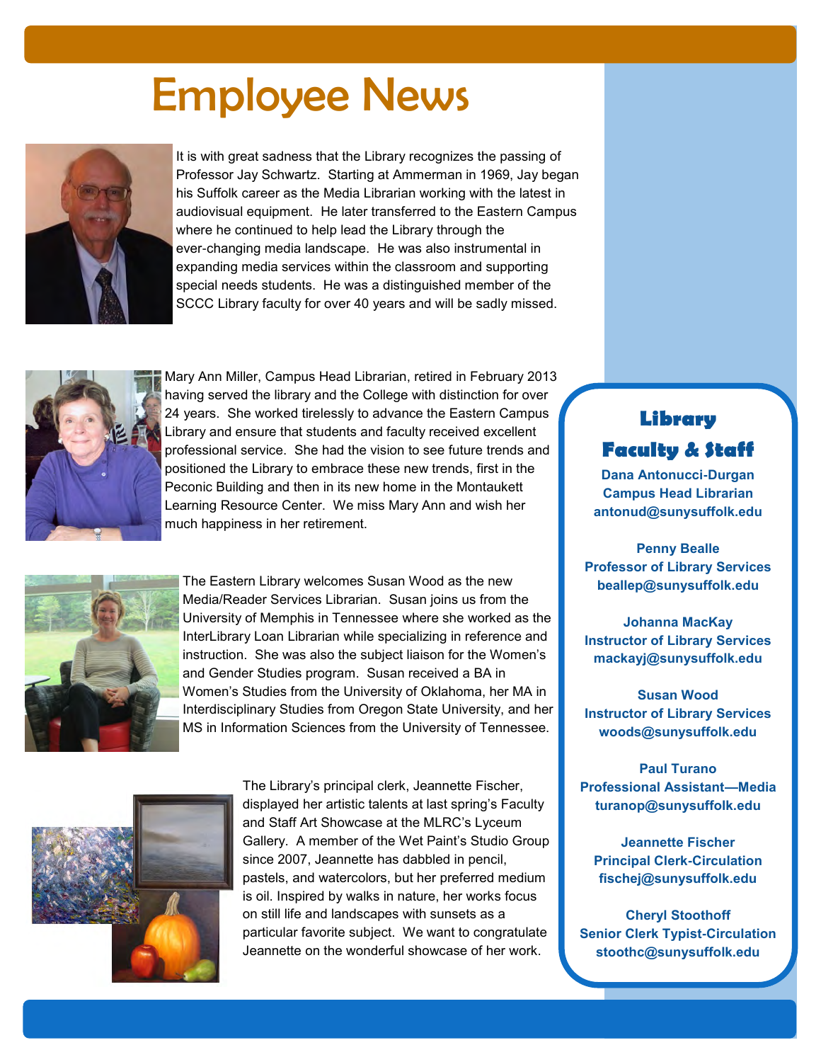# Employee News

It is with great sadness that the Library recognizes the passing of Professor Jay Schwartz. Starting at Ammerman in 1969, Jay began his Suffolk career as the Media Librarian working with the latest in audiovisual equipment. He later transferred to the Eastern Campus where he continued to help lead the Library through the ever-changing media landscape. He was also instrumental in expanding media services within the classroom and supporting special needs students. He was a distinguished member of the SCCC Library faculty for over 40 years and will be sadly missed.

Mary Ann Miller, Campus Head Librarian, retired in February 2013 having served the library and the College with distinction for over 24 years. She worked tirelessly to advance the Eastern Campus Library and ensure that students and faculty received excellent professional service. She had the vision to see future trends and positioned the Library to embrace these new trends, first in the Peconic Building and then in its new home in the Montaukett Learning Resource Center. We miss Mary Ann and wish her much happiness in her retirement.

The Eastern Library welcomes Susan Wood as the new Media/Reader Services Librarian. Susan joins us from the University of Memphis in Tennessee where she worked as the InterLibrary Loan Librarian while specializing in reference and instruction. She was also the subject liaison for the Women's and Gender Studies program. Susan received a BA in Women's Studies from the University of Oklahoma, her MA in Interdisciplinary Studies from Oregon State University, and her MS in Information Sciences from the University of Tennessee.

The Library's principal clerk, Jeannette Fischer, displayed her artistic talents at last spring's Faculty and Staff Art Showcase at the MLRC's Lyceum Gallery. A member of the Wet Paint's Studio Group since 2007, Jeannette has dabbled in pencil, pastels, and watercolors, but her preferred medium is oil. Inspired by walks in nature, her works focus on still life and landscapes with sunsets as a particular favorite subject. We want to congratulate Jeannette on the wonderful showcase of her work.

## Library Faculty & Staff

**Dana Antonucci-Durgan**
**Campus Head Librarian**
**antonud@sunysuffolk.edu**

**Penny Bealle**
**Professor of Library Services**
**beallep@sunysuffolk.edu**

**Johanna MacKay**
**Instructor of Library Services**
**mackayj@sunysuffolk.edu**

**Susan Wood**
**Instructor of Library Services**
**woods@sunysuffolk.edu**

**Paul Turano**
**Professional Assistant—Media**
**turanop@sunysuffolk.edu**

**Jeannette Fischer**
**Principal Clerk-Circulation**
**fischej@sunysuffolk.edu**

**Cheryl Stoothoff**
**Senior Clerk Typist-Circulation**
**stoothc@sunysuffolk.edu**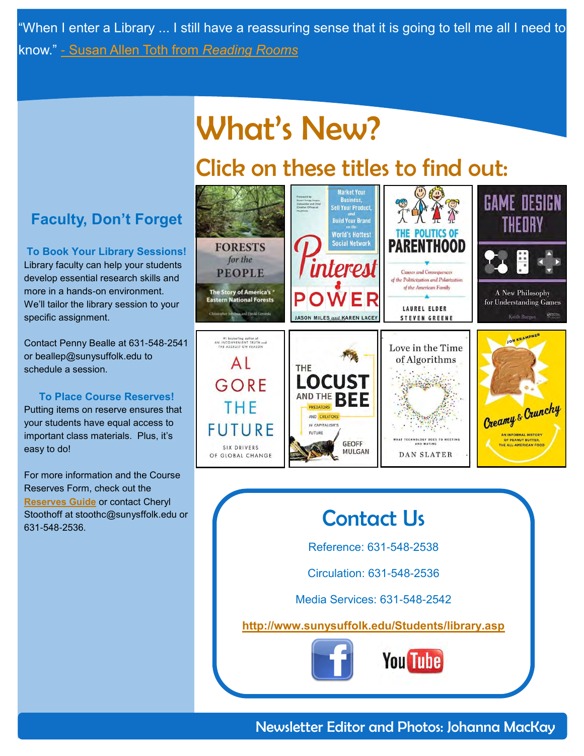"When I enter a Library ... I still have a reassuring sense that it is going to tell me all I need to know." - Susan Allen Toth from *Reading Rooms*

# What's New?

## Click on these titles to find out:

### Faculty, Don't Forget

**To Book Your Library Sessions!**
Library faculty can help your students develop essential research skills and more in a hands-on environment. We'll tailor the library session to your specific assignment.

Contact Penny Bealle at 631-548-2541 or beallep@sunysuffolk.edu to schedule a session.

**To Place Course Reserves!**
Putting items on reserve ensures that your students have equal access to important class materials. Plus, it's easy to do!

For more information and the Course Reserves Form, check out the **Reserves Guide** or contact Cheryl Stoothoff at stoothc@sunysffolk.edu or 631-548-2536.

## Contact Us

Reference: 631-548-2538

Circulation: 631-548-2536

Media Services: 631-548-2542

**http://www.sunysuffolk.edu/Students/library.asp**

Newsletter Editor and Photos: Johanna MacKay